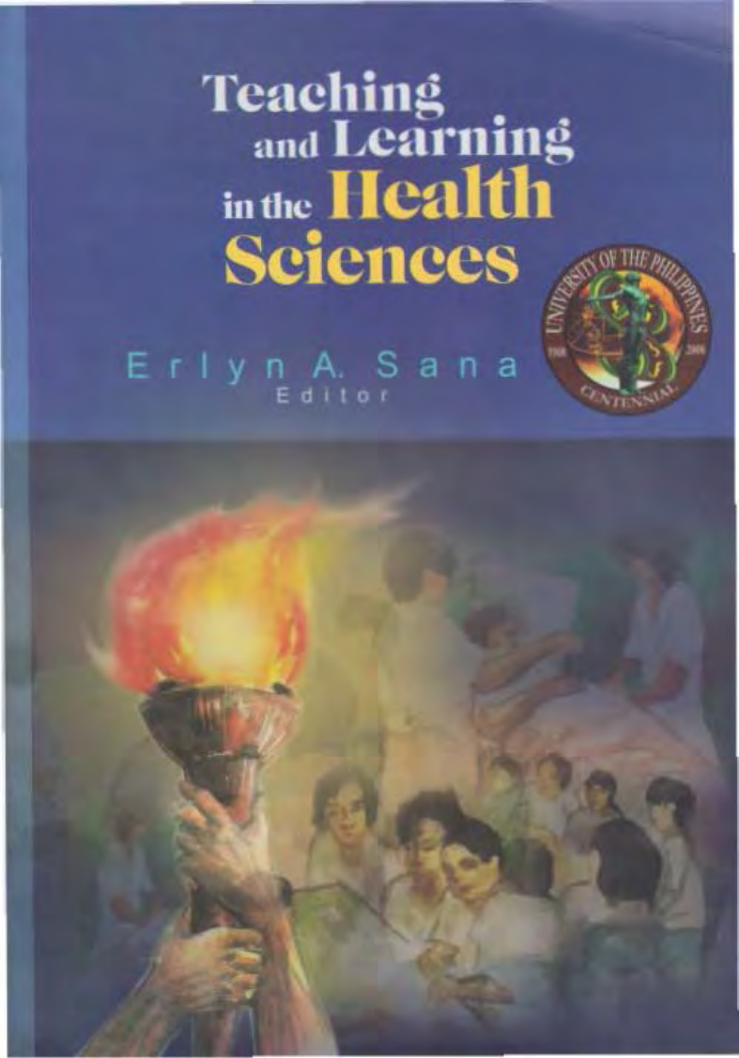# Teaching and Learning in the Health Sciences

Erlyn A. Sana

Editor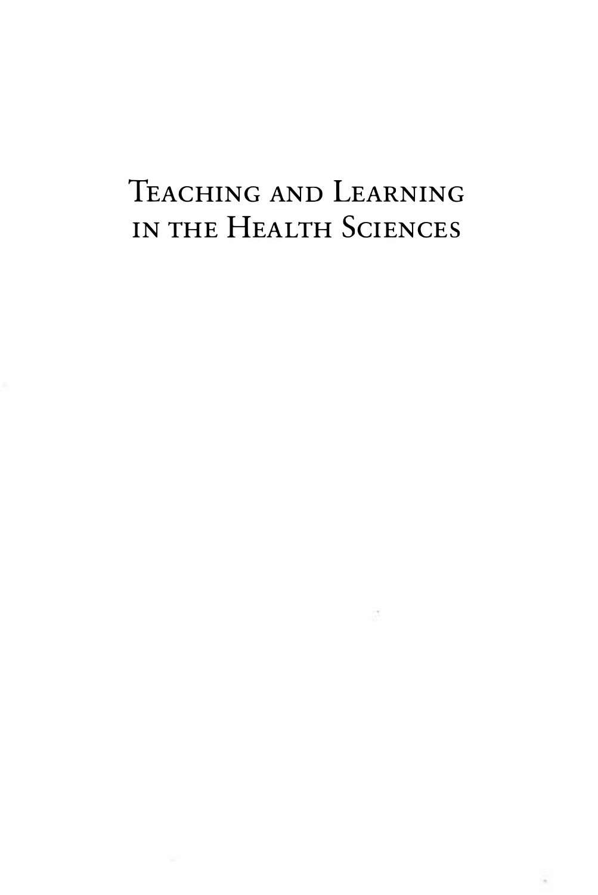# Teaching and Learning in the Health Sciences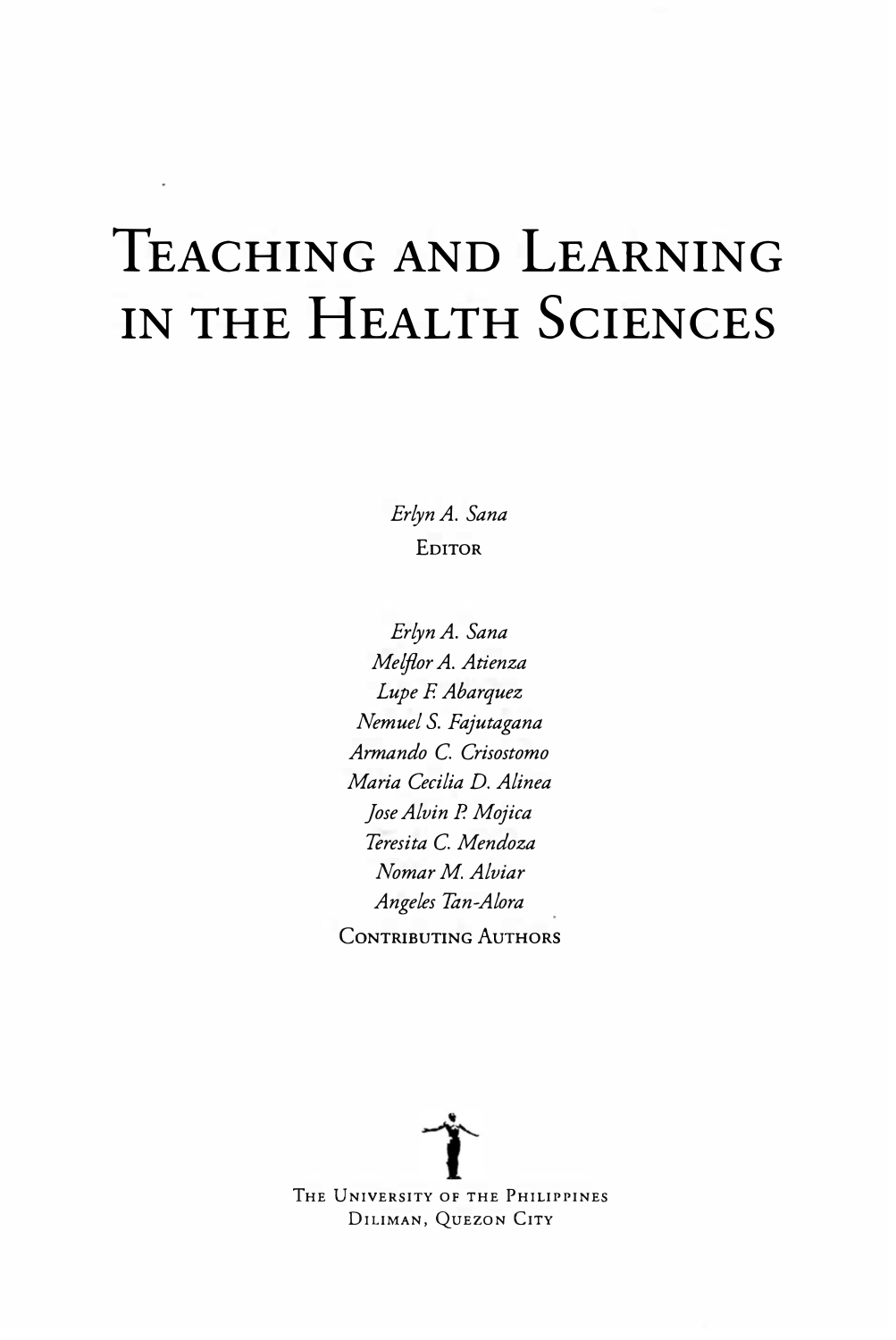# Teaching and Learning in the Health Sciences

*Erlyn A. Sana*
Editor

*Erlyn A. Sana*
*Melflor A. Atienza*
*Lupe F. Abarquez*
*Nemuel S. Fajutagana*
*Armando C. Crisostomo*
*Maria Cecilia D. Alinea*
*Jose Alvin P. Mojica*
*Teresita C. Mendoza*
*Nomar M. Alviar*
*Angeles Tan-Alora*
Contributing Authors

The University of the Philippines
Diliman, Quezon City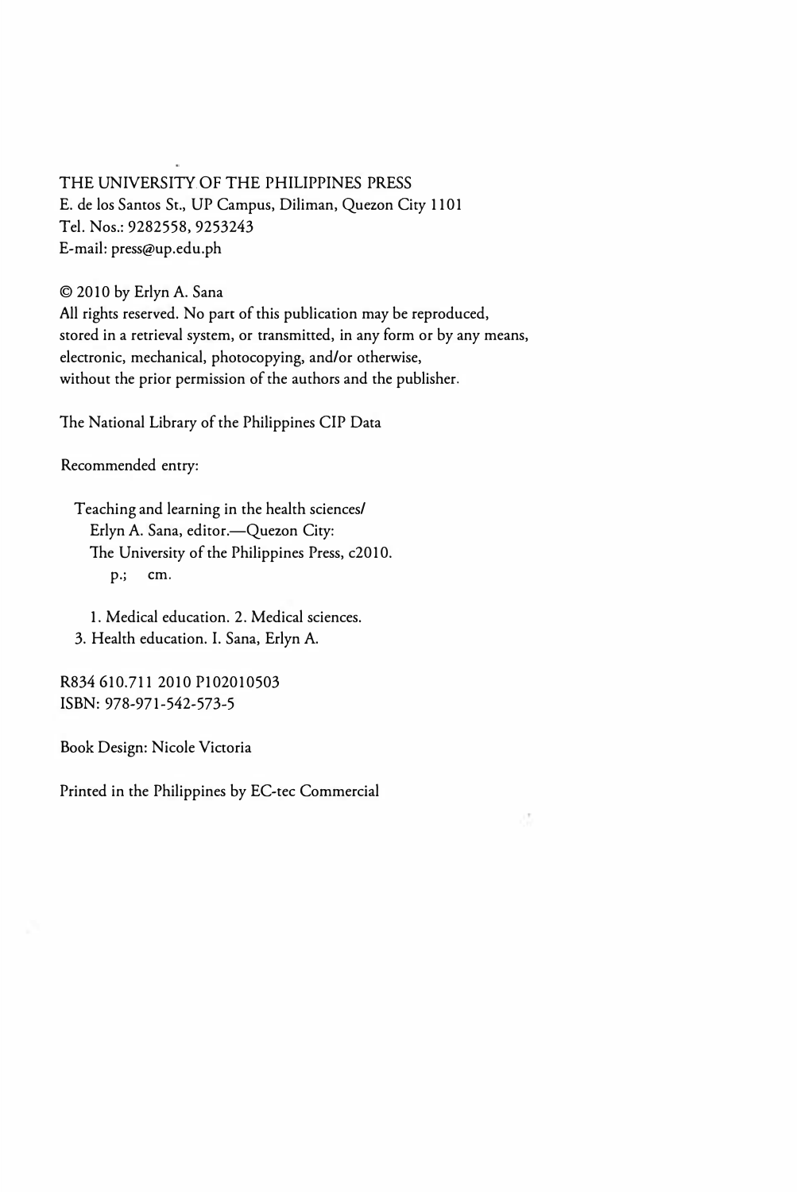THE UNIVERSITY OF THE PHILIPPINES PRESS
E. de los Santos St., UP Campus, Diliman, Quezon City 1101
Tel. Nos.: 9282558, 9253243
E-mail: press@up.edu.ph

© 2010 by Erlyn A. Sana
All rights reserved. No part of this publication may be reproduced,
stored in a retrieval system, or transmitted, in any form or by any means,
electronic, mechanical, photocopying, and/or otherwise,
without the prior permission of the authors and the publisher.

The National Library of the Philippines CIP Data

Recommended entry:

Teaching and learning in the health sciences/
Erlyn A. Sana, editor.—Quezon City:
The University of the Philippines Press, c2010.
p.; cm.

1. Medical education. 2. Medical sciences.
3. Health education. I. Sana, Erlyn A.

R834 610.711 2010 P102010503
ISBN: 978-971-542-573-5

Book Design: Nicole Victoria

Printed in the Philippines by EC-tec Commercial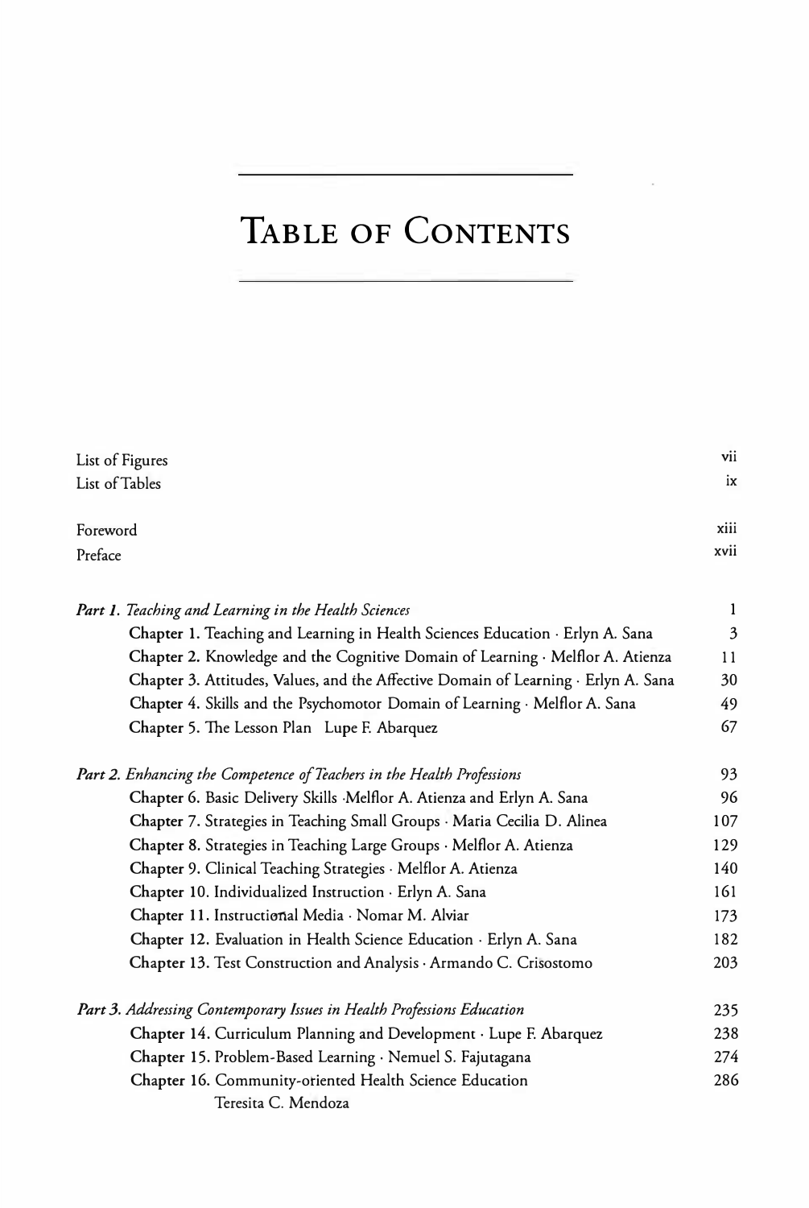# Table of Contents

List of Figures vii
List of Tables ix

Foreword xiii
Preface xvii

***Part 1.*** *Teaching and Learning in the Health Sciences* 1

- **Chapter 1.** Teaching and Learning in Health Sciences Education · Erlyn A. Sana 3
- **Chapter 2.** Knowledge and the Cognitive Domain of Learning · Melflor A. Atienza 11
- **Chapter 3.** Attitudes, Values, and the Affective Domain of Learning · Erlyn A. Sana 30
- **Chapter 4.** Skills and the Psychomotor Domain of Learning · Melflor A. Sana 49
- **Chapter 5.** The Lesson Plan Lupe F. Abarquez 67

***Part 2.*** *Enhancing the Competence of Teachers in the Health Professions* 93

- **Chapter 6.** Basic Delivery Skills ·Melflor A. Atienza and Erlyn A. Sana 96
- **Chapter 7.** Strategies in Teaching Small Groups · Maria Cecilia D. Alinea 107
- **Chapter 8.** Strategies in Teaching Large Groups · Melflor A. Atienza 129
- **Chapter 9.** Clinical Teaching Strategies · Melflor A. Atienza 140
- **Chapter 10.** Individualized Instruction · Erlyn A. Sana 161
- **Chapter 11.** Instructional Media · Nomar M. Alviar 173
- **Chapter 12.** Evaluation in Health Science Education · Erlyn A. Sana 182
- **Chapter 13.** Test Construction and Analysis · Armando C. Crisostomo 203

***Part 3.*** *Addressing Contemporary Issues in Health Professions Education* 235

- **Chapter 14.** Curriculum Planning and Development · Lupe F. Abarquez 238
- **Chapter 15.** Problem-Based Learning · Nemuel S. Fajutagana 274
- **Chapter 16.** Community-oriented Health Science Education Teresita C. Mendoza 286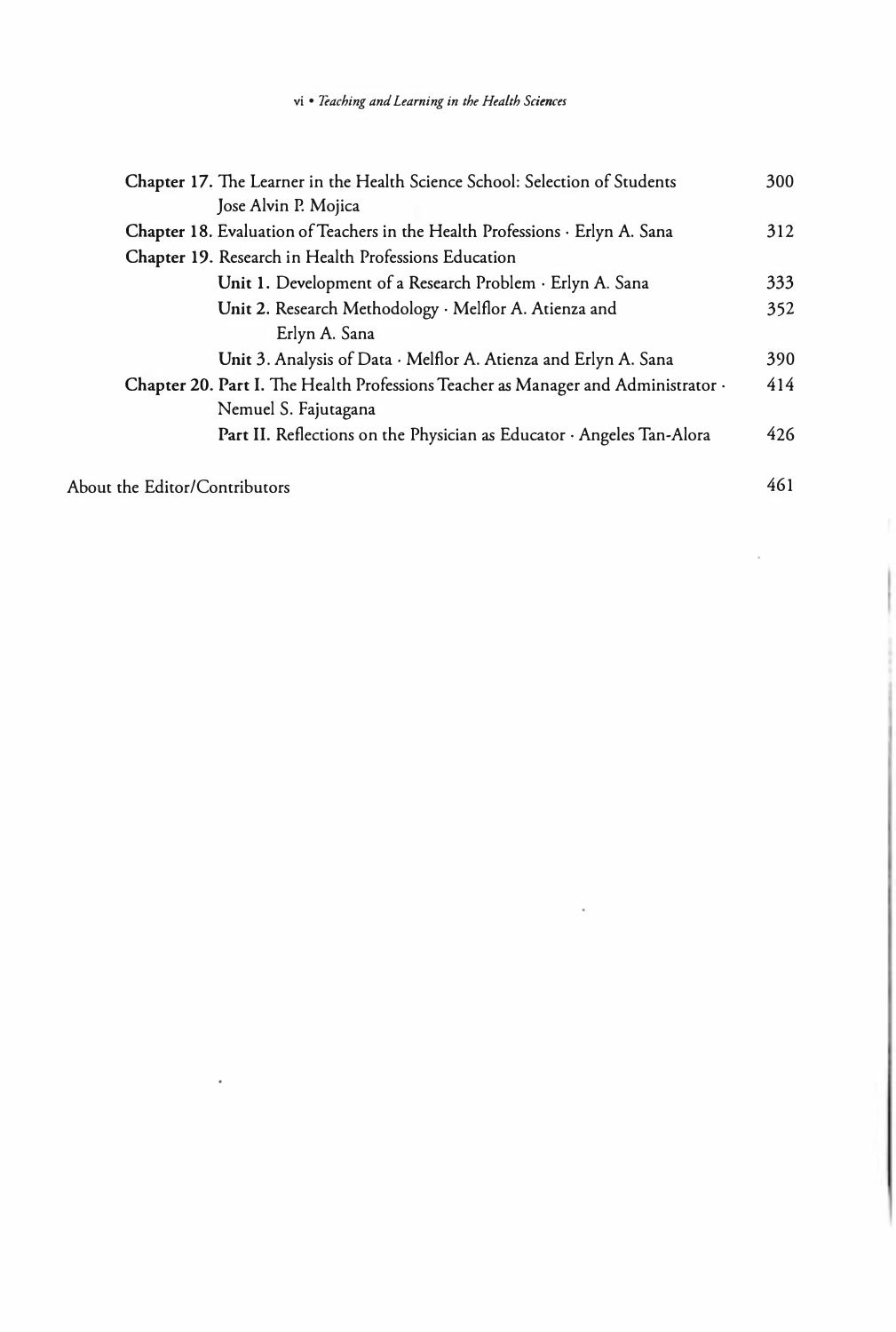**Chapter 17.** The Learner in the Health Science School: Selection of Students Jose Alvin P. Mojica 300

**Chapter 18.** Evaluation of Teachers in the Health Professions · Erlyn A. Sana 312

**Chapter 19.** Research in Health Professions Education

- **Unit 1.** Development of a Research Problem · Erlyn A. Sana 333
- **Unit 2.** Research Methodology · Melflor A. Atienza and Erlyn A. Sana 352
- **Unit 3.** Analysis of Data · Melflor A. Atienza and Erlyn A. Sana 390

**Chapter 20. Part I.** The Health Professions Teacher as Manager and Administrator · Nemuel S. Fajutagana 414

- **Part II.** Reflections on the Physician as Educator · Angeles Tan-Alora 426

About the Editor/Contributors 461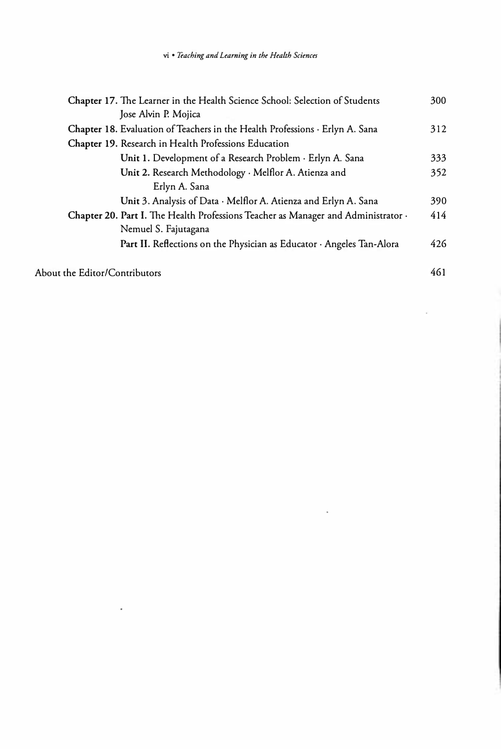**Chapter 17.** The Learner in the Health Science School: Selection of Students Jose Alvin P. Mojica 300

**Chapter 18.** Evaluation of Teachers in the Health Professions · Erlyn A. Sana 312

**Chapter 19.** Research in Health Professions Education

- **Unit 1.** Development of a Research Problem · Erlyn A. Sana 333
- **Unit 2.** Research Methodology · Melflor A. Atienza and Erlyn A. Sana 352
- **Unit 3.** Analysis of Data · Melflor A. Atienza and Erlyn A. Sana 390

**Chapter 20. Part I.** The Health Professions Teacher as Manager and Administrator · Nemuel S. Fajutagana 414

- **Part II.** Reflections on the Physician as Educator · Angeles Tan-Alora 426

About the Editor/Contributors 461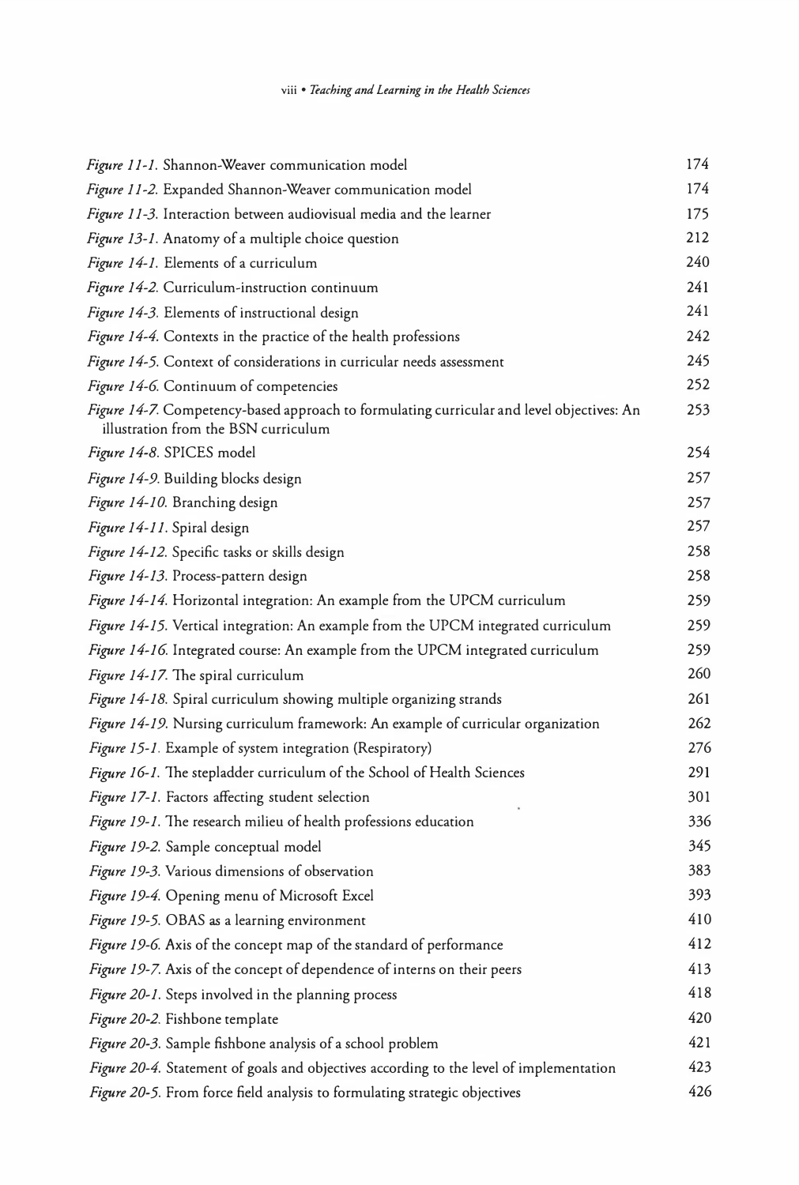| | |
|---|---|
| *Figure 11-1.* Shannon-Weaver communication model | 174 |
| *Figure 11-2.* Expanded Shannon-Weaver communication model | 174 |
| *Figure 11-3.* Interaction between audiovisual media and the learner | 175 |
| *Figure 13-1.* Anatomy of a multiple choice question | 212 |
| *Figure 14-1.* Elements of a curriculum | 240 |
| *Figure 14-2.* Curriculum-instruction continuum | 241 |
| *Figure 14-3.* Elements of instructional design | 241 |
| *Figure 14-4.* Contexts in the practice of the health professions | 242 |
| *Figure 14-5.* Context of considerations in curricular needs assessment | 245 |
| *Figure 14-6.* Continuum of competencies | 252 |
| *Figure 14-7.* Competency-based approach to formulating curricular and level objectives: An illustration from the BSN curriculum | 253 |
| *Figure 14-8.* SPICES model | 254 |
| *Figure 14-9.* Building blocks design | 257 |
| *Figure 14-10.* Branching design | 257 |
| *Figure 14-11.* Spiral design | 257 |
| *Figure 14-12.* Specific tasks or skills design | 258 |
| *Figure 14-13.* Process-pattern design | 258 |
| *Figure 14-14.* Horizontal integration: An example from the UPCM curriculum | 259 |
| *Figure 14-15.* Vertical integration: An example from the UPCM integrated curriculum | 259 |
| *Figure 14-16.* Integrated course: An example from the UPCM integrated curriculum | 259 |
| *Figure 14-17.* The spiral curriculum | 260 |
| *Figure 14-18.* Spiral curriculum showing multiple organizing strands | 261 |
| *Figure 14-19.* Nursing curriculum framework: An example of curricular organization | 262 |
| *Figure 15-1.* Example of system integration (Respiratory) | 276 |
| *Figure 16-1.* The stepladder curriculum of the School of Health Sciences | 291 |
| *Figure 17-1.* Factors affecting student selection | 301 |
| *Figure 19-1.* The research milieu of health professions education | 336 |
| *Figure 19-2.* Sample conceptual model | 345 |
| *Figure 19-3.* Various dimensions of observation | 383 |
| *Figure 19-4.* Opening menu of Microsoft Excel | 393 |
| *Figure 19-5.* OBAS as a learning environment | 410 |
| *Figure 19-6.* Axis of the concept map of the standard of performance | 412 |
| *Figure 19-7.* Axis of the concept of dependence of interns on their peers | 413 |
| *Figure 20-1.* Steps involved in the planning process | 418 |
| *Figure 20-2.* Fishbone template | 420 |
| *Figure 20-3.* Sample fishbone analysis of a school problem | 421 |
| *Figure 20-4.* Statement of goals and objectives according to the level of implementation | 423 |
| *Figure 20-5.* From force field analysis to formulating strategic objectives | 426 |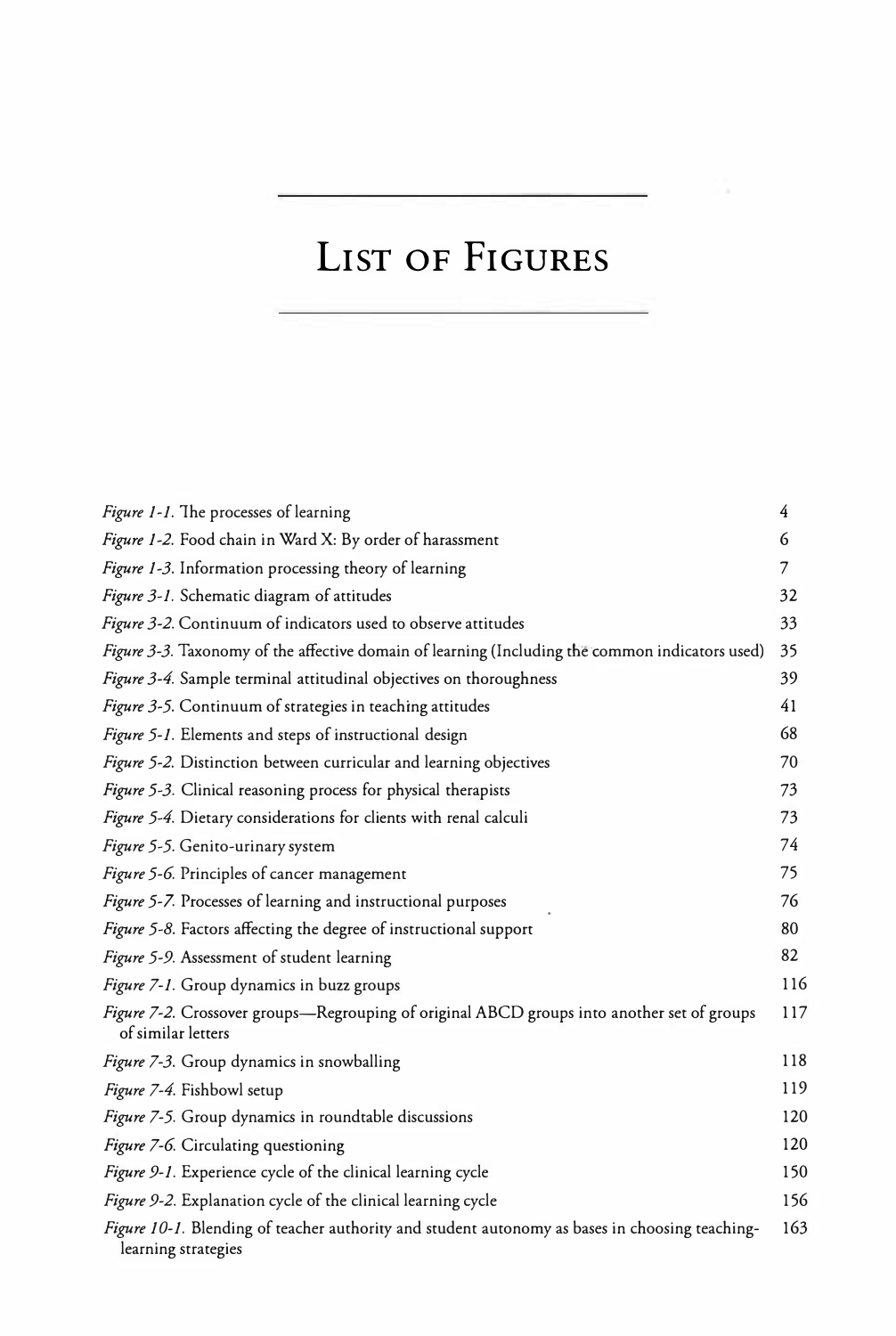# List of Figures

| | |
|---|---|
| *Figure 1-1.* The processes of learning | 4 |
| *Figure 1-2.* Food chain in Ward X: By order of harassment | 6 |
| *Figure 1-3.* Information processing theory of learning | 7 |
| *Figure 3-1.* Schematic diagram of attitudes | 32 |
| *Figure 3-2.* Continuum of indicators used to observe attitudes | 33 |
| *Figure 3-3.* Taxonomy of the affective domain of learning (Including the common indicators used) | 35 |
| *Figure 3-4.* Sample terminal attitudinal objectives on thoroughness | 39 |
| *Figure 3-5.* Continuum of strategies in teaching attitudes | 41 |
| *Figure 5-1.* Elements and steps of instructional design | 68 |
| *Figure 5-2.* Distinction between curricular and learning objectives | 70 |
| *Figure 5-3.* Clinical reasoning process for physical therapists | 73 |
| *Figure 5-4.* Dietary considerations for clients with renal calculi | 73 |
| *Figure 5-5.* Genito-urinary system | 74 |
| *Figure 5-6.* Principles of cancer management | 75 |
| *Figure 5-7.* Processes of learning and instructional purposes | 76 |
| *Figure 5-8.* Factors affecting the degree of instructional support | 80 |
| *Figure 5-9.* Assessment of student learning | 82 |
| *Figure 7-1.* Group dynamics in buzz groups | 116 |
| *Figure 7-2.* Crossover groups—Regrouping of original ABCD groups into another set of groups of similar letters | 117 |
| *Figure 7-3.* Group dynamics in snowballing | 118 |
| *Figure 7-4.* Fishbowl setup | 119 |
| *Figure 7-5.* Group dynamics in roundtable discussions | 120 |
| *Figure 7-6.* Circulating questioning | 120 |
| *Figure 9-1.* Experience cycle of the clinical learning cycle | 150 |
| *Figure 9-2.* Explanation cycle of the clinical learning cycle | 156 |
| *Figure 10-1.* Blending of teacher authority and student autonomy as bases in choosing teaching-learning strategies | 163 |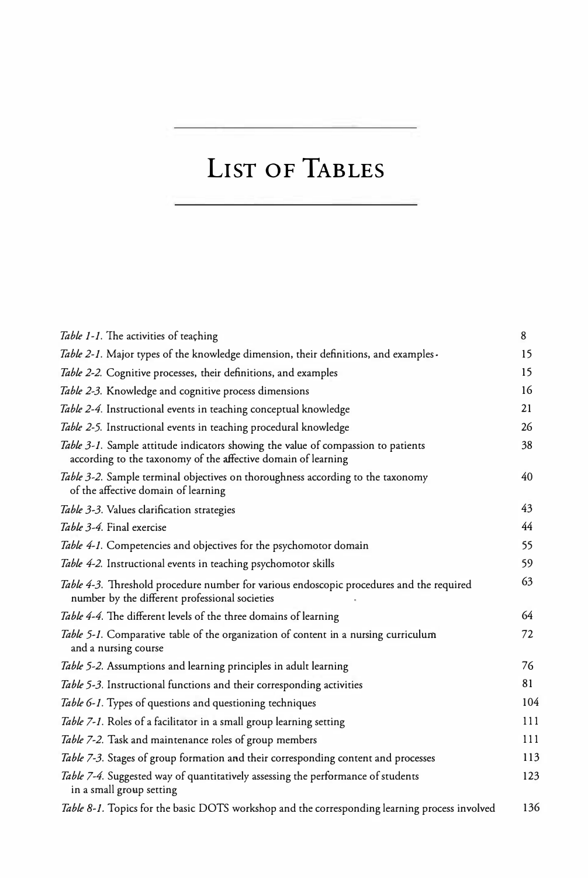# List of Tables

*Table 1-1.* The activities of teaching 8

*Table 2-1.* Major types of the knowledge dimension, their definitions, and examples 15

*Table 2-2.* Cognitive processes, their definitions, and examples 15

*Table 2-3.* Knowledge and cognitive process dimensions 16

*Table 2-4.* Instructional events in teaching conceptual knowledge 21

*Table 2-5.* Instructional events in teaching procedural knowledge 26

*Table 3-1.* Sample attitude indicators showing the value of compassion to patients according to the taxonomy of the affective domain of learning 38

*Table 3-2.* Sample terminal objectives on thoroughness according to the taxonomy of the affective domain of learning 40

*Table 3-3.* Values clarification strategies 43

*Table 3-4.* Final exercise 44

*Table 4-1.* Competencies and objectives for the psychomotor domain 55

*Table 4-2.* Instructional events in teaching psychomotor skills 59

*Table 4-3.* Threshold procedure number for various endoscopic procedures and the required number by the different professional societies 63

*Table 4-4.* The different levels of the three domains of learning 64

*Table 5-1.* Comparative table of the organization of content in a nursing curriculum and a nursing course 72

*Table 5-2.* Assumptions and learning principles in adult learning 76

*Table 5-3.* Instructional functions and their corresponding activities 81

*Table 6-1.* Types of questions and questioning techniques 104

*Table 7-1.* Roles of a facilitator in a small group learning setting 111

*Table 7-2.* Task and maintenance roles of group members 111

*Table 7-3.* Stages of group formation and their corresponding content and processes 113

*Table 7-4.* Suggested way of quantitatively assessing the performance of students in a small group setting 123

*Table 8-1.* Topics for the basic DOTS workshop and the corresponding learning process involved 136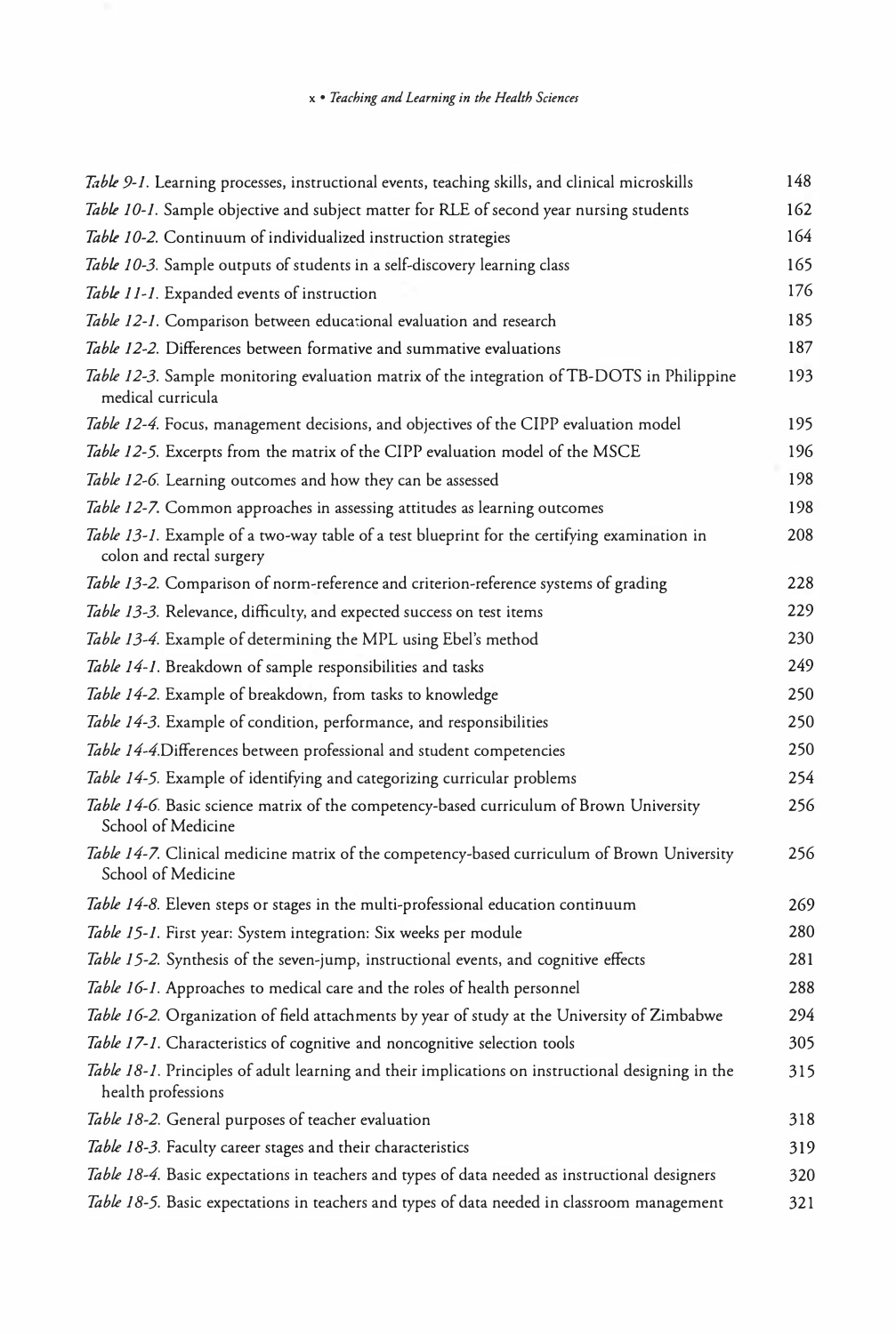| | |
|---|---|
| *Table 9-1.* Learning processes, instructional events, teaching skills, and clinical microskills | 148 |
| *Table 10-1.* Sample objective and subject matter for RLE of second year nursing students | 162 |
| *Table 10-2.* Continuum of individualized instruction strategies | 164 |
| *Table 10-3.* Sample outputs of students in a self-discovery learning class | 165 |
| *Table 11-1.* Expanded events of instruction | 176 |
| *Table 12-1.* Comparison between educational evaluation and research | 185 |
| *Table 12-2.* Differences between formative and summative evaluations | 187 |
| *Table 12-3.* Sample monitoring evaluation matrix of the integration of TB-DOTS in Philippine medical curricula | 193 |
| *Table 12-4.* Focus, management decisions, and objectives of the CIPP evaluation model | 195 |
| *Table 12-5.* Excerpts from the matrix of the CIPP evaluation model of the MSCE | 196 |
| *Table 12-6.* Learning outcomes and how they can be assessed | 198 |
| *Table 12-7.* Common approaches in assessing attitudes as learning outcomes | 198 |
| *Table 13-1.* Example of a two-way table of a test blueprint for the certifying examination in colon and rectal surgery | 208 |
| *Table 13-2.* Comparison of norm-reference and criterion-reference systems of grading | 228 |
| *Table 13-3.* Relevance, difficulty, and expected success on test items | 229 |
| *Table 13-4.* Example of determining the MPL using Ebel's method | 230 |
| *Table 14-1.* Breakdown of sample responsibilities and tasks | 249 |
| *Table 14-2.* Example of breakdown, from tasks to knowledge | 250 |
| *Table 14-3.* Example of condition, performance, and responsibilities | 250 |
| *Table 14-4.*Differences between professional and student competencies | 250 |
| *Table 14-5.* Example of identifying and categorizing curricular problems | 254 |
| *Table 14-6.* Basic science matrix of the competency-based curriculum of Brown University School of Medicine | 256 |
| *Table 14-7.* Clinical medicine matrix of the competency-based curriculum of Brown University School of Medicine | 256 |
| *Table 14-8.* Eleven steps or stages in the multi-professional education continuum | 269 |
| *Table 15-1.* First year: System integration: Six weeks per module | 280 |
| *Table 15-2.* Synthesis of the seven-jump, instructional events, and cognitive effects | 281 |
| *Table 16-1.* Approaches to medical care and the roles of health personnel | 288 |
| *Table 16-2.* Organization of field attachments by year of study at the University of Zimbabwe | 294 |
| *Table 17-1.* Characteristics of cognitive and noncognitive selection tools | 305 |
| *Table 18-1.* Principles of adult learning and their implications on instructional designing in the health professions | 315 |
| *Table 18-2.* General purposes of teacher evaluation | 318 |
| *Table 18-3.* Faculty career stages and their characteristics | 319 |
| *Table 18-4.* Basic expectations in teachers and types of data needed as instructional designers | 320 |
| *Table 18-5.* Basic expectations in teachers and types of data needed in classroom management | 321 |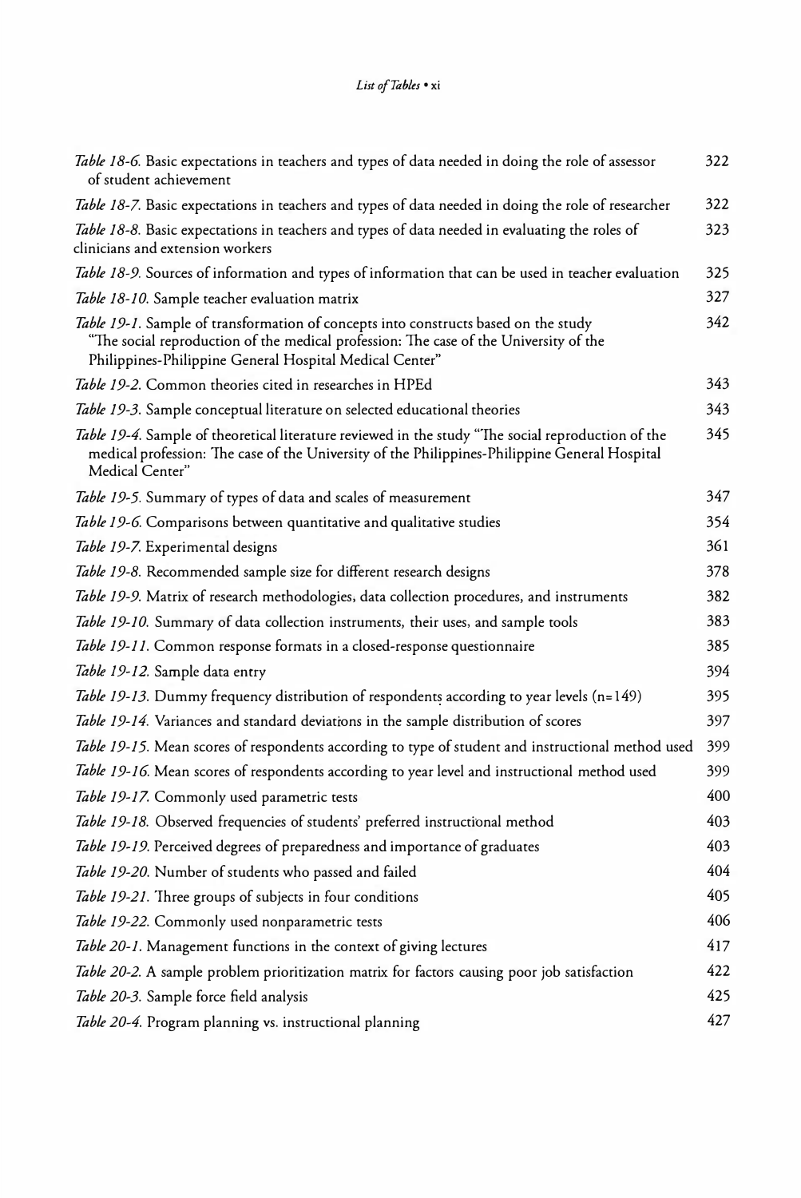| | |
|---|---|
| *Table 18-6.* Basic expectations in teachers and types of data needed in doing the role of assessor of student achievement | 322 |
| *Table 18-7.* Basic expectations in teachers and types of data needed in doing the role of researcher | 322 |
| *Table 18-8.* Basic expectations in teachers and types of data needed in evaluating the roles of clinicians and extension workers | 323 |
| *Table 18-9.* Sources of information and types of information that can be used in teacher evaluation | 325 |
| *Table 18-10.* Sample teacher evaluation matrix | 327 |
| *Table 19-1.* Sample of transformation of concepts into constructs based on the study "The social reproduction of the medical profession: The case of the University of the Philippines-Philippine General Hospital Medical Center" | 342 |
| *Table 19-2.* Common theories cited in researches in HPEd | 343 |
| *Table 19-3.* Sample conceptual literature on selected educational theories | 343 |
| *Table 19-4.* Sample of theoretical literature reviewed in the study "The social reproduction of the medical profession: The case of the University of the Philippines-Philippine General Hospital Medical Center" | 345 |
| *Table 19-5.* Summary of types of data and scales of measurement | 347 |
| *Table 19-6.* Comparisons between quantitative and qualitative studies | 354 |
| *Table 19-7.* Experimental designs | 361 |
| *Table 19-8.* Recommended sample size for different research designs | 378 |
| *Table 19-9.* Matrix of research methodologies, data collection procedures, and instruments | 382 |
| *Table 19-10.* Summary of data collection instruments, their uses, and sample tools | 383 |
| *Table 19-11.* Common response formats in a closed-response questionnaire | 385 |
| *Table 19-12.* Sample data entry | 394 |
| *Table 19-13.* Dummy frequency distribution of respondents according to year levels (n=149) | 395 |
| *Table 19-14.* Variances and standard deviations in the sample distribution of scores | 397 |
| *Table 19-15.* Mean scores of respondents according to type of student and instructional method used | 399 |
| *Table 19-16.* Mean scores of respondents according to year level and instructional method used | 399 |
| *Table 19-17.* Commonly used parametric tests | 400 |
| *Table 19-18.* Observed frequencies of students' preferred instructional method | 403 |
| *Table 19-19.* Perceived degrees of preparedness and importance of graduates | 403 |
| *Table 19-20.* Number of students who passed and failed | 404 |
| *Table 19-21.* Three groups of subjects in four conditions | 405 |
| *Table 19-22.* Commonly used nonparametric tests | 406 |
| *Table 20-1.* Management functions in the context of giving lectures | 417 |
| *Table 20-2.* A sample problem prioritization matrix for factors causing poor job satisfaction | 422 |
| *Table 20-3.* Sample force field analysis | 425 |
| *Table 20-4.* Program planning vs. instructional planning | 427 |